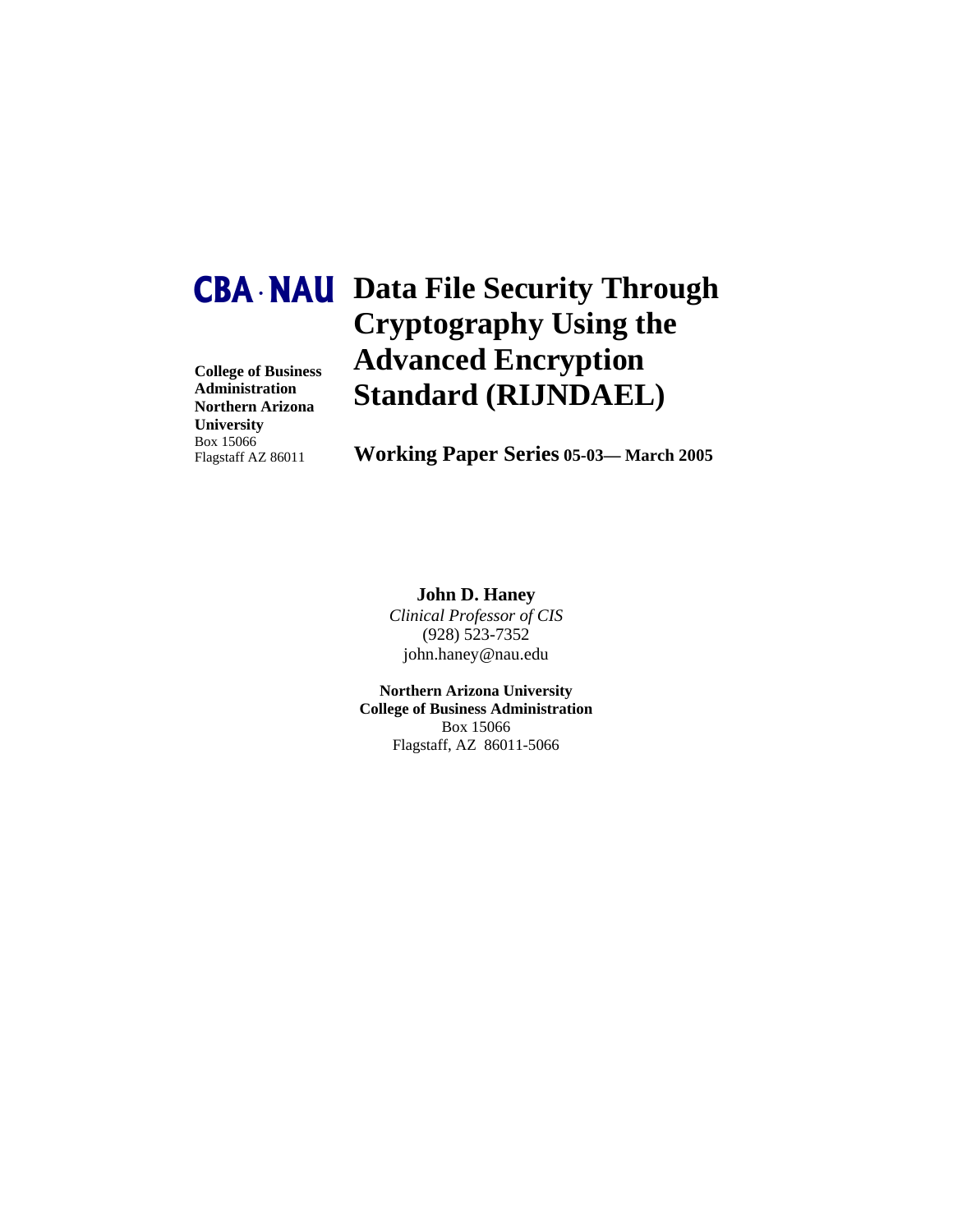**CBA · NAU**

# Data File Security Through Cryptography Using the Advanced Encryption Standard (RIJNDAEL)

**College of Business Administration**
**Northern Arizona University**
Box 15066
Flagstaff AZ 86011

**Working Paper Series 05-03— March 2005**

**John D. Haney**
*Clinical Professor of CIS*
(928) 523-7352
john.haney@nau.edu

**Northern Arizona University**
**College of Business Administration**
Box 15066
Flagstaff, AZ 86011-5066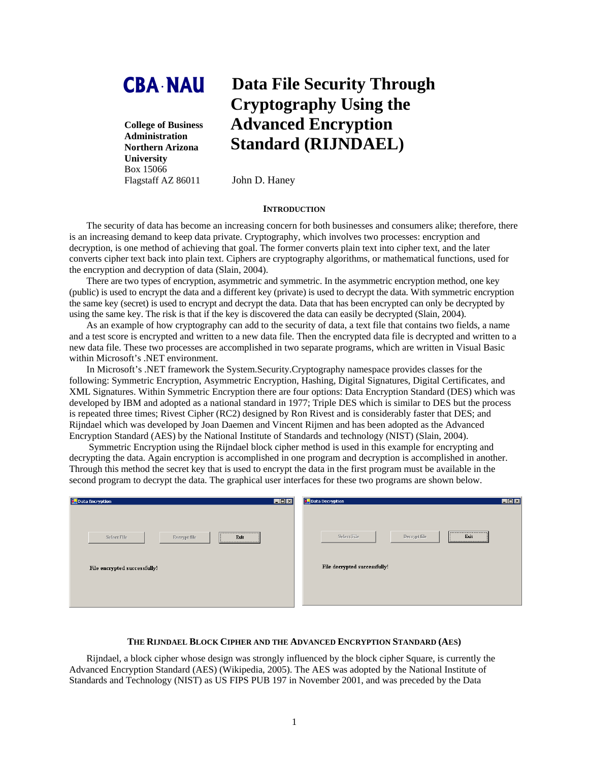**CBA·NAU**

**College of Business Administration**
**Northern Arizona University**
Box 15066
Flagstaff AZ 86011

# Data File Security Through Cryptography Using the Advanced Encryption Standard (RIJNDAEL)

John D. Haney

## INTRODUCTION

The security of data has become an increasing concern for both businesses and consumers alike; therefore, there is an increasing demand to keep data private. Cryptography, which involves two processes: encryption and decryption, is one method of achieving that goal. The former converts plain text into cipher text, and the later converts cipher text back into plain text. Ciphers are cryptography algorithms, or mathematical functions, used for the encryption and decryption of data (Slain, 2004).

There are two types of encryption, asymmetric and symmetric. In the asymmetric encryption method, one key (public) is used to encrypt the data and a different key (private) is used to decrypt the data. With symmetric encryption the same key (secret) is used to encrypt and decrypt the data. Data that has been encrypted can only be decrypted by using the same key. The risk is that if the key is discovered the data can easily be decrypted (Slain, 2004).

As an example of how cryptography can add to the security of data, a text file that contains two fields, a name and a test score is encrypted and written to a new data file. Then the encrypted data file is decrypted and written to a new data file. These two processes are accomplished in two separate programs, which are written in Visual Basic within Microsoft's .NET environment.

In Microsoft's .NET framework the System.Security.Cryptography namespace provides classes for the following: Symmetric Encryption, Asymmetric Encryption, Hashing, Digital Signatures, Digital Certificates, and XML Signatures. Within Symmetric Encryption there are four options: Data Encryption Standard (DES) which was developed by IBM and adopted as a national standard in 1977; Triple DES which is similar to DES but the process is repeated three times; Rivest Cipher (RC2) designed by Ron Rivest and is considerably faster that DES; and Rijndael which was developed by Joan Daemen and Vincent Rijmen and has been adopted as the Advanced Encryption Standard (AES) by the National Institute of Standards and technology (NIST) (Slain, 2004).

Symmetric Encryption using the Rijndael block cipher method is used in this example for encrypting and decrypting the data. Again encryption is accomplished in one program and decryption is accomplished in another. Through this method the secret key that is used to encrypt the data in the first program must be available in the second program to decrypt the data. The graphical user interfaces for these two programs are shown below.

Data Encryption

Select File | Encrypt file | Exit

File encrypted successfully!

Data Decryption

Select File | Decrypt file | Exit

File decrypted successfully!

## THE RIJNDAEL BLOCK CIPHER AND THE ADVANCED ENCRYPTION STANDARD (AES)

Rijndael, a block cipher whose design was strongly influenced by the block cipher Square, is currently the Advanced Encryption Standard (AES) (Wikipedia, 2005). The AES was adopted by the National Institute of Standards and Technology (NIST) as US FIPS PUB 197 in November 2001, and was preceded by the Data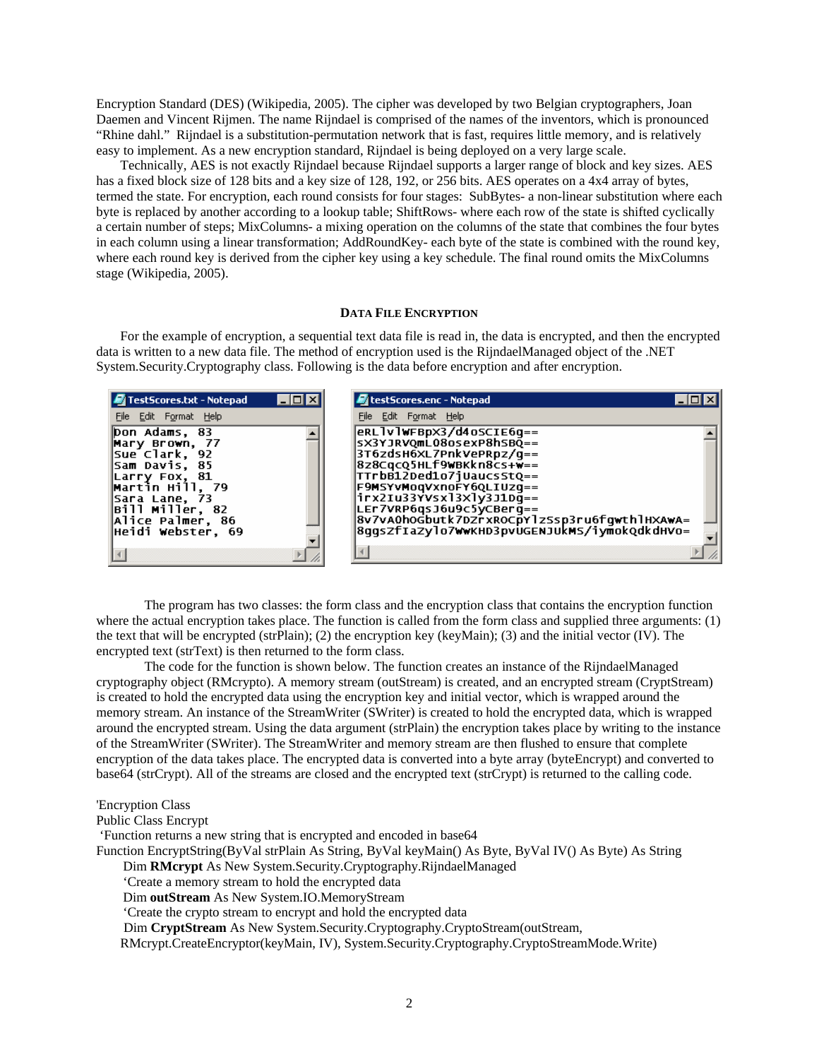Encryption Standard (DES) (Wikipedia, 2005). The cipher was developed by two Belgian cryptographers, Joan Daemen and Vincent Rijmen. The name Rijndael is comprised of the names of the inventors, which is pronounced "Rhine dahl." Rijndael is a substitution-permutation network that is fast, requires little memory, and is relatively easy to implement. As a new encryption standard, Rijndael is being deployed on a very large scale.

Technically, AES is not exactly Rijndael because Rijndael supports a larger range of block and key sizes. AES has a fixed block size of 128 bits and a key size of 128, 192, or 256 bits. AES operates on a 4x4 array of bytes, termed the state. For encryption, each round consists for four stages: SubBytes- a non-linear substitution where each byte is replaced by another according to a lookup table; ShiftRows- where each row of the state is shifted cyclically a certain number of steps; MixColumns- a mixing operation on the columns of the state that combines the four bytes in each column using a linear transformation; AddRoundKey- each byte of the state is combined with the round key, where each round key is derived from the cipher key using a key schedule. The final round omits the MixColumns stage (Wikipedia, 2005).

### DATA FILE ENCRYPTION

For the example of encryption, a sequential text data file is read in, the data is encrypted, and then the encrypted data is written to a new data file. The method of encryption used is the RijndaelManaged object of the .NET System.Security.Cryptography class. Following is the data before encryption and after encryption.

TestScores.txt - Notepad

```
Don Adams, 83
Mary Brown, 77
Sue Clark, 92
Sam Davis, 85
Larry Fox, 81
Martin Hill, 79
Sara Lane, 73
Bill Miller, 82
Alice Palmer, 86
Heidi Webster, 69
```

testScores.enc - Notepad

```
eRLlvlWFBpX3/d4oSCIE6g==
sX3YJRVQmL08osexP8hSBQ==
3T6zdsH6XL7PnkVePRpz/g==
8z8CqcQ5HLf9WBKkn8cs+w==
TTrbB12Ded1o7jUaucsStQ==
F9MSYvMoqVxnoFY6QLIUzg==
irx2Iu33YVsxl3Xly3J1Dg==
LEr7VRP6qsJ6u9c5yCBerg==
8v7vAQhoGbutk7DZrxROCpYlzSsp3ru6fgwthlHXAwA=
8ggsZfIaZylo7WwKHD3pvUGENJUkMS/iymokQdkdHVo=
```

The program has two classes: the form class and the encryption class that contains the encryption function where the actual encryption takes place. The function is called from the form class and supplied three arguments: (1) the text that will be encrypted (strPlain); (2) the encryption key (keyMain); (3) and the initial vector (IV). The encrypted text (strText) is then returned to the form class.

The code for the function is shown below. The function creates an instance of the RijndaelManaged cryptography object (RMcrypto). A memory stream (outStream) is created, and an encrypted stream (CryptStream) is created to hold the encrypted data using the encryption key and initial vector, which is wrapped around the memory stream. An instance of the StreamWriter (SWriter) is created to hold the encrypted data, which is wrapped around the encrypted stream. Using the data argument (strPlain) the encryption takes place by writing to the instance of the StreamWriter (SWriter). The StreamWriter and memory stream are then flushed to ensure that complete encryption of the data takes place. The encrypted data is converted into a byte array (byteEncrypt) and converted to base64 (strCrypt). All of the streams are closed and the encrypted text (strCrypt) is returned to the calling code.

```
'Encryption Class
Public Class Encrypt
 'Function returns a new string that is encrypted and encoded in base64
Function EncryptString(ByVal strPlain As String, ByVal keyMain() As Byte, ByVal IV() As Byte) As String
    Dim RMcrypt As New System.Security.Cryptography.RijndaelManaged
    'Create a memory stream to hold the encrypted data
    Dim outStream As New System.IO.MemoryStream
    'Create the crypto stream to encrypt and hold the encrypted data
    Dim CryptStream As New System.Security.Cryptography.CryptoStream(outStream,
   RMcrypt.CreateEncryptor(keyMain, IV), System.Security.Cryptography.CryptoStreamMode.Write)
```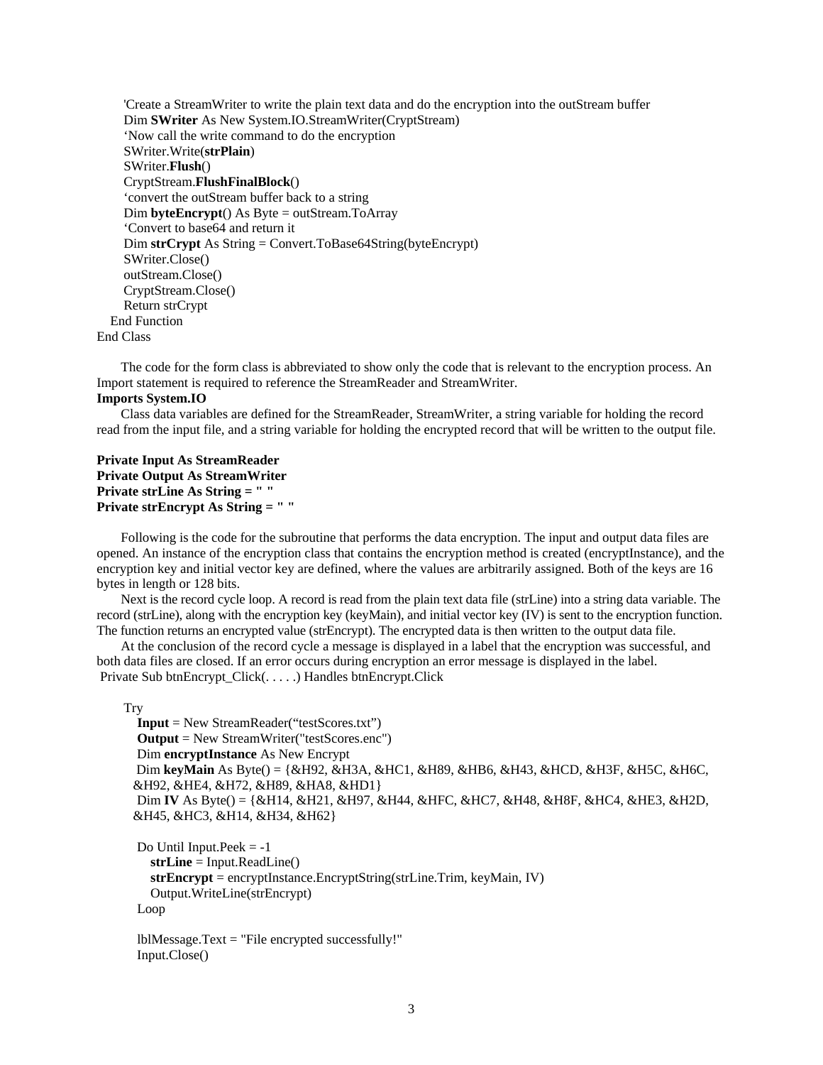```
        'Create a StreamWriter to write the plain text data and do the encryption into the outStream buffer
        Dim SWriter As New System.IO.StreamWriter(CryptStream)
        'Now call the write command to do the encryption
        SWriter.Write(strPlain)
        SWriter.Flush()
        CryptStream.FlushFinalBlock()
        'convert the outStream buffer back to a string
        Dim byteEncrypt() As Byte = outStream.ToArray
        'Convert to base64 and return it
        Dim strCrypt As String = Convert.ToBase64String(byteEncrypt)
        SWriter.Close()
        outStream.Close()
        CryptStream.Close()
        Return strCrypt
    End Function
End Class
```

The code for the form class is abbreviated to show only the code that is relevant to the encryption process. An Import statement is required to reference the StreamReader and StreamWriter.

**Imports System.IO**

Class data variables are defined for the StreamReader, StreamWriter, a string variable for holding the record read from the input file, and a string variable for holding the encrypted record that will be written to the output file.

```
Private Input As StreamReader
Private Output As StreamWriter
Private strLine As String = " "
Private strEncrypt As String = " "
```

Following is the code for the subroutine that performs the data encryption. The input and output data files are opened. An instance of the encryption class that contains the encryption method is created (encryptInstance), and the encryption key and initial vector key are defined, where the values are arbitrarily assigned. Both of the keys are 16 bytes in length or 128 bits.

Next is the record cycle loop. A record is read from the plain text data file (strLine) into a string data variable. The record (strLine), along with the encryption key (keyMain), and initial vector key (IV) is sent to the encryption function. The function returns an encrypted value (strEncrypt). The encrypted data is then written to the output data file.

At the conclusion of the record cycle a message is displayed in a label that the encryption was successful, and both data files are closed. If an error occurs during encryption an error message is displayed in the label.

```
 Private Sub btnEncrypt_Click(. . . . .) Handles btnEncrypt.Click

        Try
           Input = New StreamReader("testScores.txt")
           Output = New StreamWriter("testScores.enc")
           Dim encryptInstance As New Encrypt
           Dim keyMain As Byte() = {&H92, &H3A, &HC1, &H89, &HB6, &H43, &HCD, &H3F, &H5C, &H6C,
          &H92, &HE4, &H72, &H89, &HA8, &HD1}
           Dim IV As Byte() = {&H14, &H21, &H97, &H44, &HFC, &HC7, &H48, &H8F, &HC4, &HE3, &H2D,
          &H45, &HC3, &H14, &H34, &H62}

           Do Until Input.Peek = -1
              strLine = Input.ReadLine()
              strEncrypt = encryptInstance.EncryptString(strLine.Trim, keyMain, IV)
              Output.WriteLine(strEncrypt)
           Loop

           lblMessage.Text = "File encrypted successfully!"
           Input.Close()
```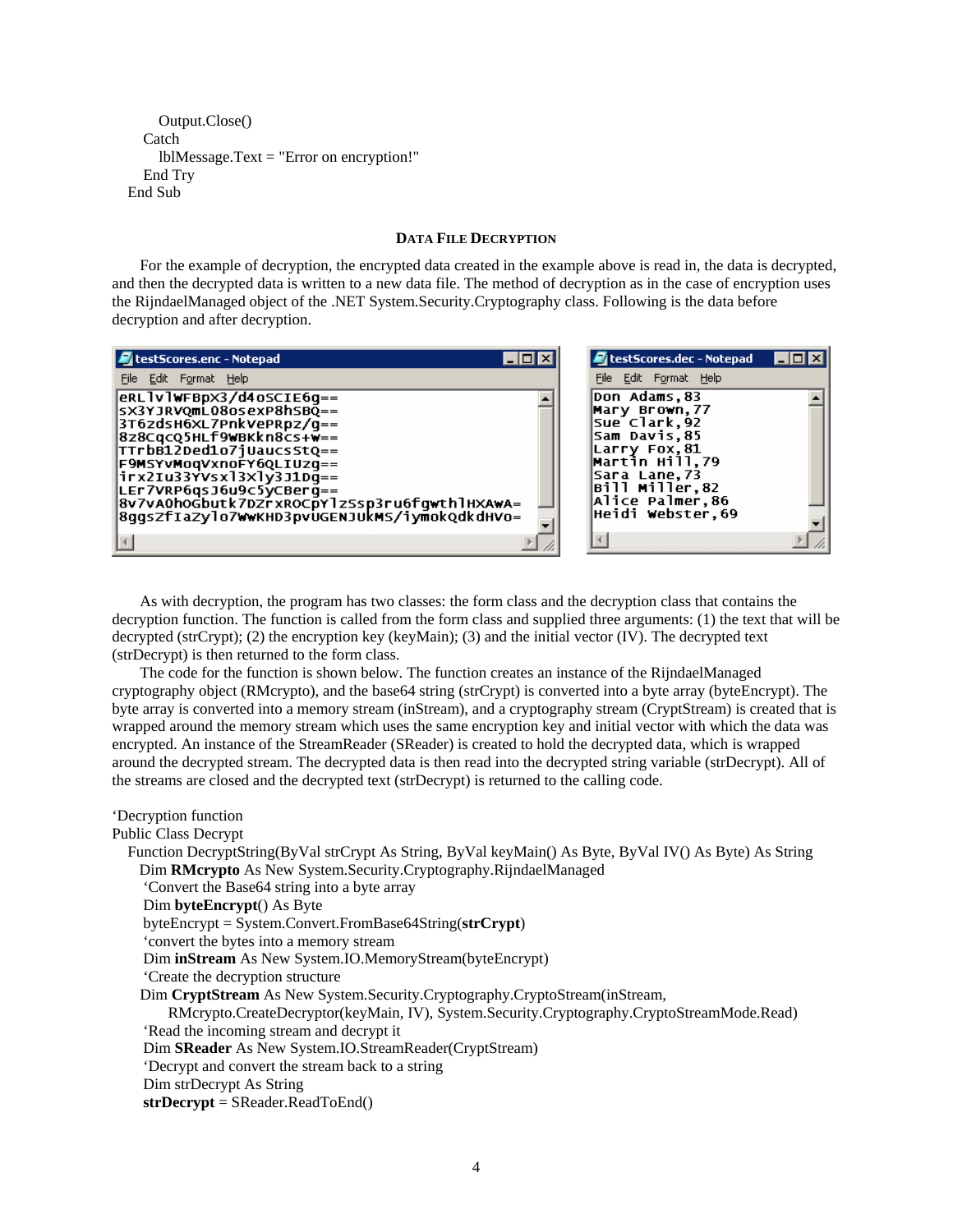```
      Output.Close()
    Catch
      lblMessage.Text = "Error on encryption!"
    End Try
  End Sub
```

### DATA FILE DECRYPTION

For the example of decryption, the encrypted data created in the example above is read in, the data is decrypted, and then the decrypted data is written to a new data file. The method of decryption as in the case of encryption uses the RijndaelManaged object of the .NET System.Security.Cryptography class. Following is the data before decryption and after decryption.

testScores.enc - Notepad

```
eRLlvlWFBpX3/d4oSCIE6g==
sX3YJRVQmL08osexP8hSBQ==
3T6zdsH6XL7PnkVePRpz/g==
8z8CqcQ5HLf9WBKkn8cs+w==
TTrbB12Ded1o7jUaucsStQ==
F9MSYvMoqVxnoFY6QLIUzg==
irx2Iu33YVsxl3Xly3J1Dg==
LEr7VRP6qsJ6u9c5yCBerg==
8v7vA0hOGbutk7DZrxROCpYlzSsp3ru6fgwthlHXAwA=
8ggsZfIaZylo7WwKHD3pvUGENJUkMS/iymokQdkdHVo=
```

testScores.dec - Notepad

```
Don Adams,83
Mary Brown,77
Sue Clark,92
Sam Davis,85
Larry Fox,81
Martin Hill,79
Sara Lane,73
Bill Miller,82
Alice Palmer,86
Heidi Webster,69
```

As with decryption, the program has two classes: the form class and the decryption class that contains the decryption function. The function is called from the form class and supplied three arguments: (1) the text that will be decrypted (strCrypt); (2) the encryption key (keyMain); (3) and the initial vector (IV). The decrypted text (strDecrypt) is then returned to the form class.

The code for the function is shown below. The function creates an instance of the RijndaelManaged cryptography object (RMcrypto), and the base64 string (strCrypt) is converted into a byte array (byteEncrypt). The byte array is converted into a memory stream (inStream), and a cryptography stream (CryptStream) is created that is wrapped around the memory stream which uses the same encryption key and initial vector with which the data was encrypted. An instance of the StreamReader (SReader) is created to hold the decrypted data, which is wrapped around the decrypted stream. The decrypted data is then read into the decrypted string variable (strDecrypt). All of the streams are closed and the decrypted text (strDecrypt) is returned to the calling code.

```
'Decryption function
Public Class Decrypt
  Function DecryptString(ByVal strCrypt As String, ByVal keyMain() As Byte, ByVal IV() As Byte) As String
    Dim RMcrypto As New System.Security.Cryptography.RijndaelManaged
    'Convert the Base64 string into a byte array
    Dim byteEncrypt() As Byte
    byteEncrypt = System.Convert.FromBase64String(strCrypt)
    'convert the bytes into a memory stream
    Dim inStream As New System.IO.MemoryStream(byteEncrypt)
    'Create the decryption structure
    Dim CryptStream As New System.Security.Cryptography.CryptoStream(inStream,
        RMcrypto.CreateDecryptor(keyMain, IV), System.Security.Cryptography.CryptoStreamMode.Read)
    'Read the incoming stream and decrypt it
    Dim SReader As New System.IO.StreamReader(CryptStream)
    'Decrypt and convert the stream back to a string
    Dim strDecrypt As String
    strDecrypt = SReader.ReadToEnd()
```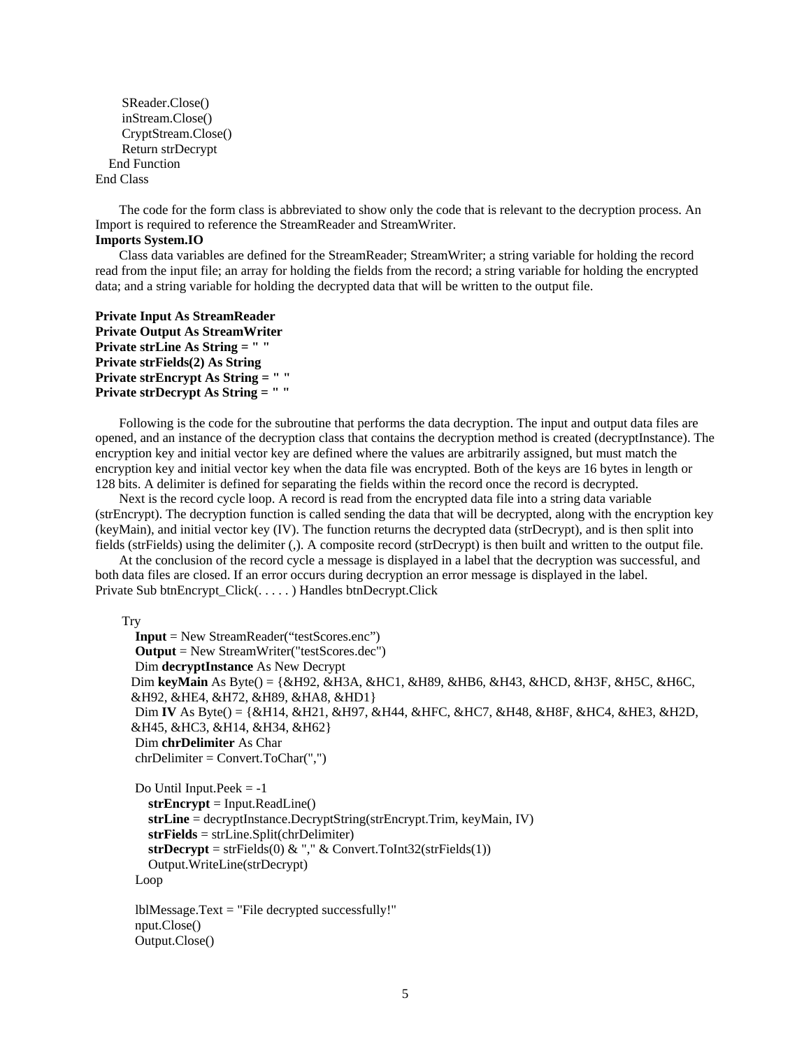```
        SReader.Close()
        inStream.Close()
        CryptStream.Close()
        Return strDecrypt
    End Function
End Class
```

The code for the form class is abbreviated to show only the code that is relevant to the decryption process. An Import is required to reference the StreamReader and StreamWriter.

**Imports System.IO**

Class data variables are defined for the StreamReader; StreamWriter; a string variable for holding the record read from the input file; an array for holding the fields from the record; a string variable for holding the encrypted data; and a string variable for holding the decrypted data that will be written to the output file.

```
Private Input As StreamReader
Private Output As StreamWriter
Private strLine As String = " "
Private strFields(2) As String
Private strEncrypt As String = " "
Private strDecrypt As String = " "
```

Following is the code for the subroutine that performs the data decryption. The input and output data files are opened, and an instance of the decryption class that contains the decryption method is created (decryptInstance). The encryption key and initial vector key are defined where the values are arbitrarily assigned, but must match the encryption key and initial vector key when the data file was encrypted. Both of the keys are 16 bytes in length or 128 bits. A delimiter is defined for separating the fields within the record once the record is decrypted.

Next is the record cycle loop. A record is read from the encrypted data file into a string data variable (strEncrypt). The decryption function is called sending the data that will be decrypted, along with the encryption key (keyMain), and initial vector key (IV). The function returns the decrypted data (strDecrypt), and is then split into fields (strFields) using the delimiter (,). A composite record (strDecrypt) is then built and written to the output file.

At the conclusion of the record cycle a message is displayed in a label that the decryption was successful, and both data files are closed. If an error occurs during decryption an error message is displayed in the label.

```
Private Sub btnEncrypt_Click(. . . . . ) Handles btnDecrypt.Click

    Try
        Input = New StreamReader("testScores.enc")
        Output = New StreamWriter("testScores.dec")
        Dim decryptInstance As New Decrypt
        Dim keyMain As Byte() = {&H92, &H3A, &HC1, &H89, &HB6, &H43, &HCD, &H3F, &H5C, &H6C,
        &H92, &HE4, &H72, &H89, &HA8, &HD1}
        Dim IV As Byte() = {&H14, &H21, &H97, &H44, &HFC, &HC7, &H48, &H8F, &HC4, &HE3, &H2D,
        &H45, &HC3, &H14, &H34, &H62}
        Dim chrDelimiter As Char
        chrDelimiter = Convert.ToChar(",")

        Do Until Input.Peek = -1
            strEncrypt = Input.ReadLine()
            strLine = decryptInstance.DecryptString(strEncrypt.Trim, keyMain, IV)
            strFields = strLine.Split(chrDelimiter)
            strDecrypt = strFields(0) & "," & Convert.ToInt32(strFields(1))
            Output.WriteLine(strDecrypt)
        Loop

        lblMessage.Text = "File decrypted successfully!"
        nput.Close()
        Output.Close()
```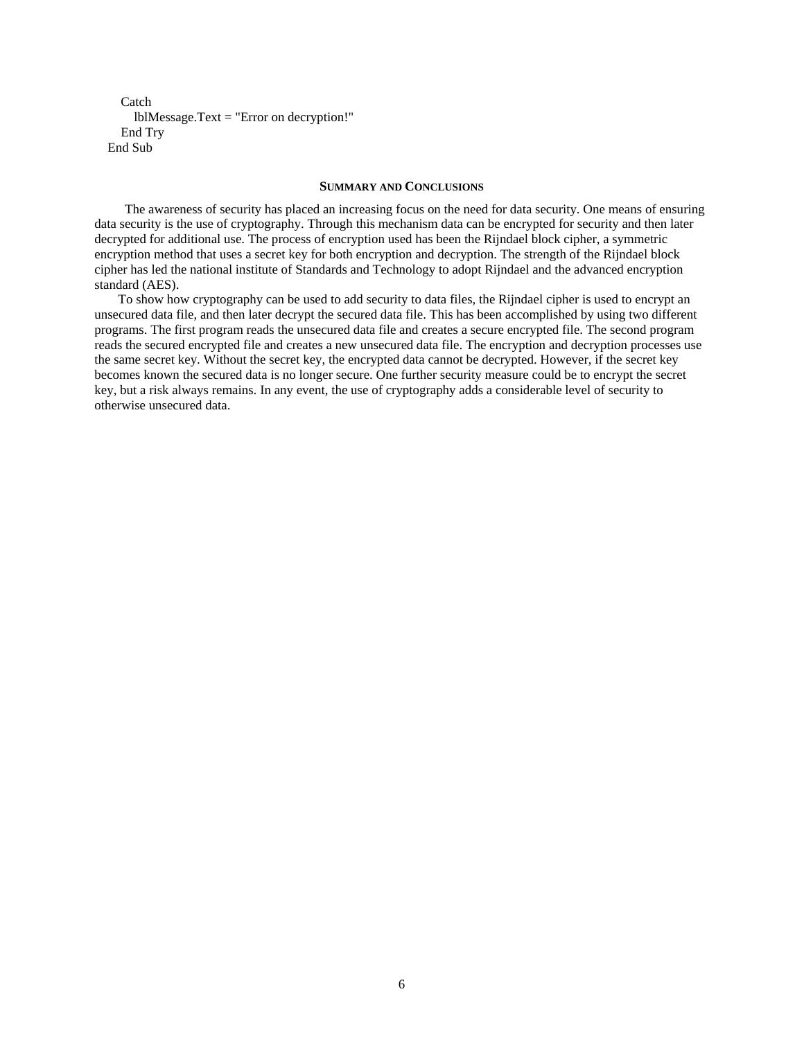```
    Catch
        lblMessage.Text = "Error on decryption!"
    End Try
End Sub
```

## SUMMARY AND CONCLUSIONS

The awareness of security has placed an increasing focus on the need for data security. One means of ensuring data security is the use of cryptography. Through this mechanism data can be encrypted for security and then later decrypted for additional use. The process of encryption used has been the Rijndael block cipher, a symmetric encryption method that uses a secret key for both encryption and decryption. The strength of the Rijndael block cipher has led the national institute of Standards and Technology to adopt Rijndael and the advanced encryption standard (AES).

To show how cryptography can be used to add security to data files, the Rijndael cipher is used to encrypt an unsecured data file, and then later decrypt the secured data file. This has been accomplished by using two different programs. The first program reads the unsecured data file and creates a secure encrypted file. The second program reads the secured encrypted file and creates a new unsecured data file. The encryption and decryption processes use the same secret key. Without the secret key, the encrypted data cannot be decrypted. However, if the secret key becomes known the secured data is no longer secure. One further security measure could be to encrypt the secret key, but a risk always remains. In any event, the use of cryptography adds a considerable level of security to otherwise unsecured data.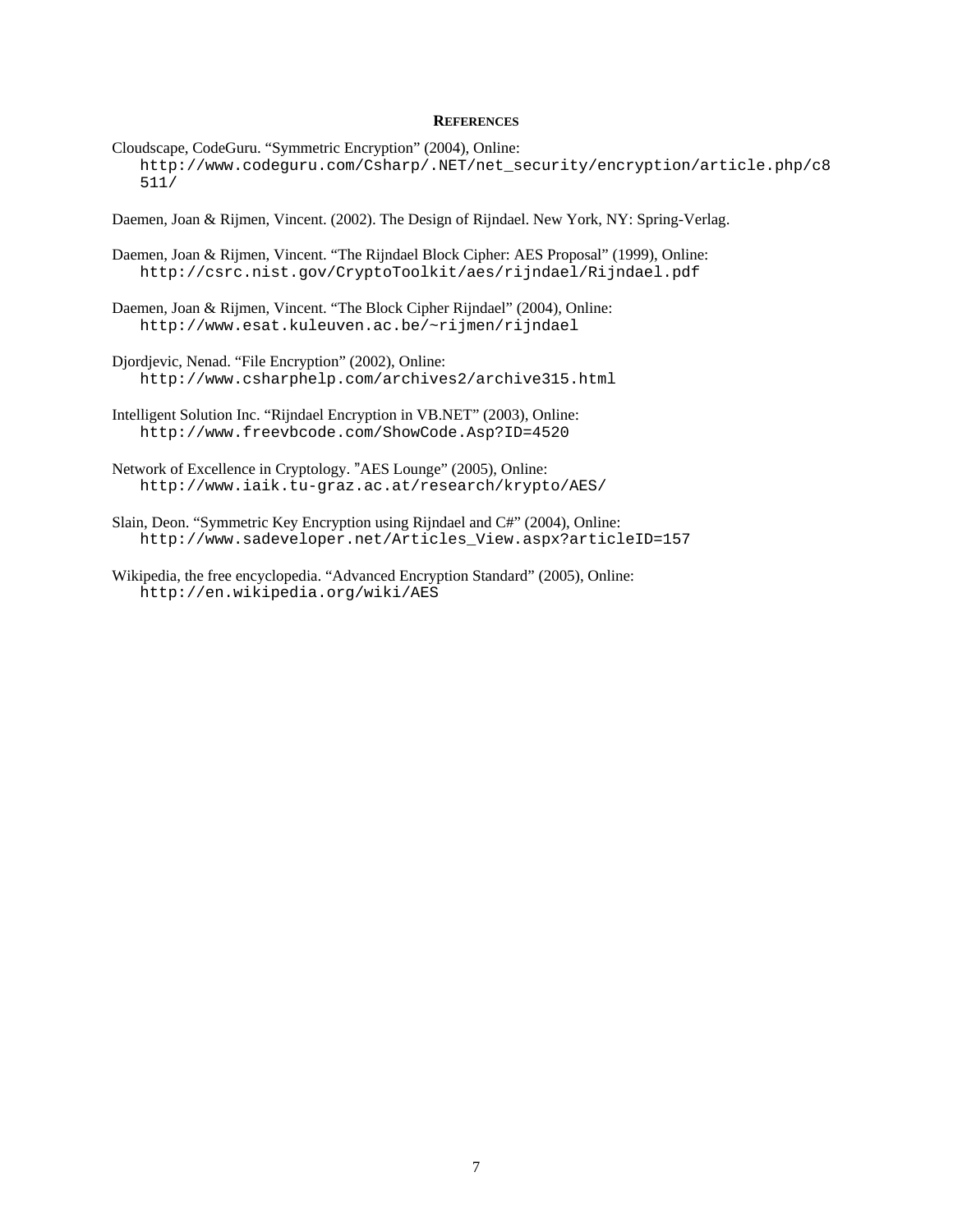## References

Cloudscape, CodeGuru. "Symmetric Encryption" (2004), Online:
 `http://www.codeguru.com/Csharp/.NET/net_security/encryption/article.php/c8511/`

Daemen, Joan & Rijmen, Vincent. (2002). The Design of Rijndael. New York, NY: Spring-Verlag.

Daemen, Joan & Rijmen, Vincent. "The Rijndael Block Cipher: AES Proposal" (1999), Online:
 `http://csrc.nist.gov/CryptoToolkit/aes/rijndael/Rijndael.pdf`

Daemen, Joan & Rijmen, Vincent. "The Block Cipher Rijndael" (2004), Online:
 `http://www.esat.kuleuven.ac.be/~rijmen/rijndael`

Djordjevic, Nenad. "File Encryption" (2002), Online:
 `http://www.csharphelp.com/archives2/archive315.html`

Intelligent Solution Inc. "Rijndael Encryption in VB.NET" (2003), Online:
 `http://www.freevbcode.com/ShowCode.Asp?ID=4520`

Network of Excellence in Cryptology. "AES Lounge" (2005), Online:
 `http://www.iaik.tu-graz.ac.at/research/krypto/AES/`

Slain, Deon. "Symmetric Key Encryption using Rijndael and C#" (2004), Online:
 `http://www.sadeveloper.net/Articles_View.aspx?articleID=157`

Wikipedia, the free encyclopedia. "Advanced Encryption Standard" (2005), Online:
 `http://en.wikipedia.org/wiki/AES`